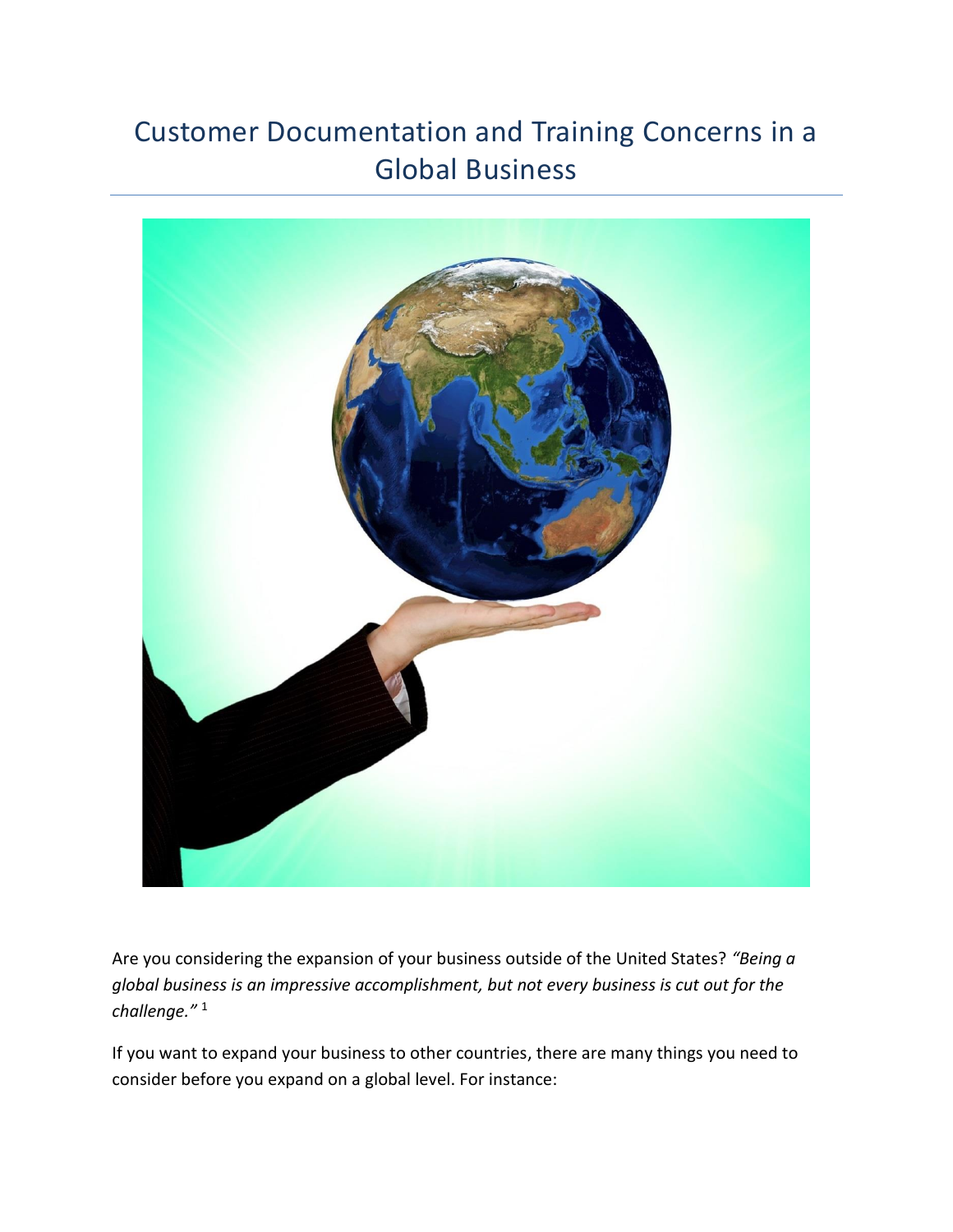# Customer Documentation and Training Concerns in a Global Business

Are you considering the expansion of your business outside of the United States? *"Being a global business is an impressive accomplishment, but not every business is cut out for the challenge."* [1]

If you want to expand your business to other countries, there are many things you need to consider before you expand on a global level. For instance: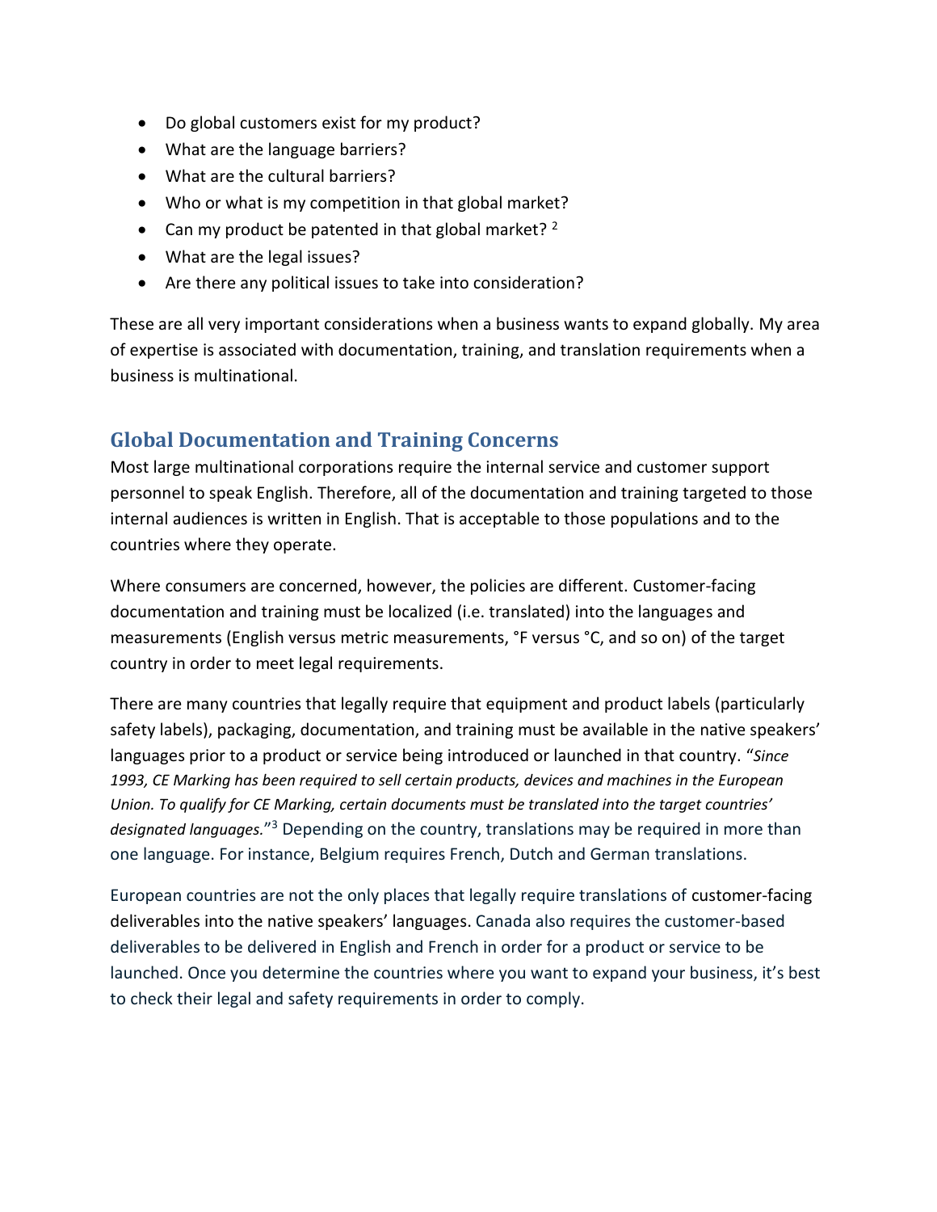- Do global customers exist for my product?
- What are the language barriers?
- What are the cultural barriers?
- Who or what is my competition in that global market?
- Can my product be patented in that global market? [2]
- What are the legal issues?
- Are there any political issues to take into consideration?

These are all very important considerations when a business wants to expand globally. My area of expertise is associated with documentation, training, and translation requirements when a business is multinational.

## Global Documentation and Training Concerns

Most large multinational corporations require the internal service and customer support personnel to speak English. Therefore, all of the documentation and training targeted to those internal audiences is written in English. That is acceptable to those populations and to the countries where they operate.

Where consumers are concerned, however, the policies are different. Customer-facing documentation and training must be localized (i.e. translated) into the languages and measurements (English versus metric measurements, °F versus °C, and so on) of the target country in order to meet legal requirements.

There are many countries that legally require that equipment and product labels (particularly safety labels), packaging, documentation, and training must be available in the native speakers' languages prior to a product or service being introduced or launched in that country. "*Since 1993, CE Marking has been required to sell certain products, devices and machines in the European Union. To qualify for CE Marking, certain documents must be translated into the target countries' designated languages.*"[3] Depending on the country, translations may be required in more than one language. For instance, Belgium requires French, Dutch and German translations.

European countries are not the only places that legally require translations of customer-facing deliverables into the native speakers' languages. Canada also requires the customer-based deliverables to be delivered in English and French in order for a product or service to be launched. Once you determine the countries where you want to expand your business, it's best to check their legal and safety requirements in order to comply.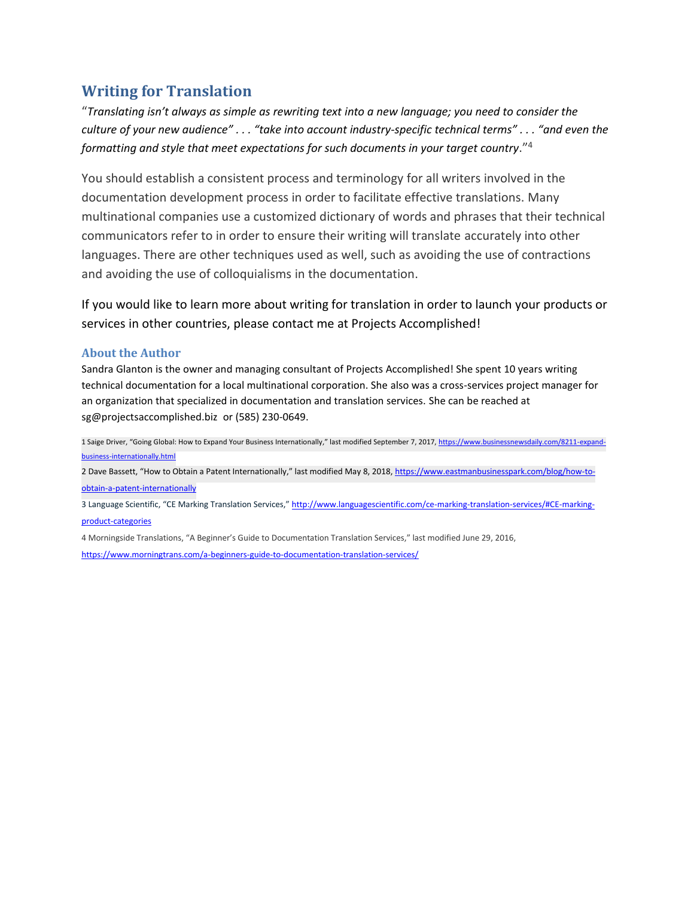## Writing for Translation

"*Translating isn't always as simple as rewriting text into a new language; you need to consider the culture of your new audience" . . . "take into account industry-specific technical terms" . . . "and even the formatting and style that meet expectations for such documents in your target country*."[4]

You should establish a consistent process and terminology for all writers involved in the documentation development process in order to facilitate effective translations. Many multinational companies use a customized dictionary of words and phrases that their technical communicators refer to in order to ensure their writing will translate accurately into other languages. There are other techniques used as well, such as avoiding the use of contractions and avoiding the use of colloquialisms in the documentation.

If you would like to learn more about writing for translation in order to launch your products or services in other countries, please contact me at Projects Accomplished!

### About the Author

Sandra Glanton is the owner and managing consultant of Projects Accomplished! She spent 10 years writing technical documentation for a local multinational corporation. She also was a cross-services project manager for an organization that specialized in documentation and translation services. She can be reached at sg@projectsaccomplished.biz or (585) 230-0649.

1 Saige Driver, "Going Global: How to Expand Your Business Internationally," last modified September 7, 2017, https://www.businessnewsdaily.com/8211-expand-business-internationally.html

2 Dave Bassett, "How to Obtain a Patent Internationally," last modified May 8, 2018, https://www.eastmanbusinesspark.com/blog/how-to-obtain-a-patent-internationally

3 Language Scientific, "CE Marking Translation Services," http://www.languagescientific.com/ce-marking-translation-services/#CE-marking-product-categories

4 Morningside Translations, "A Beginner's Guide to Documentation Translation Services," last modified June 29, 2016, https://www.morningtrans.com/a-beginners-guide-to-documentation-translation-services/